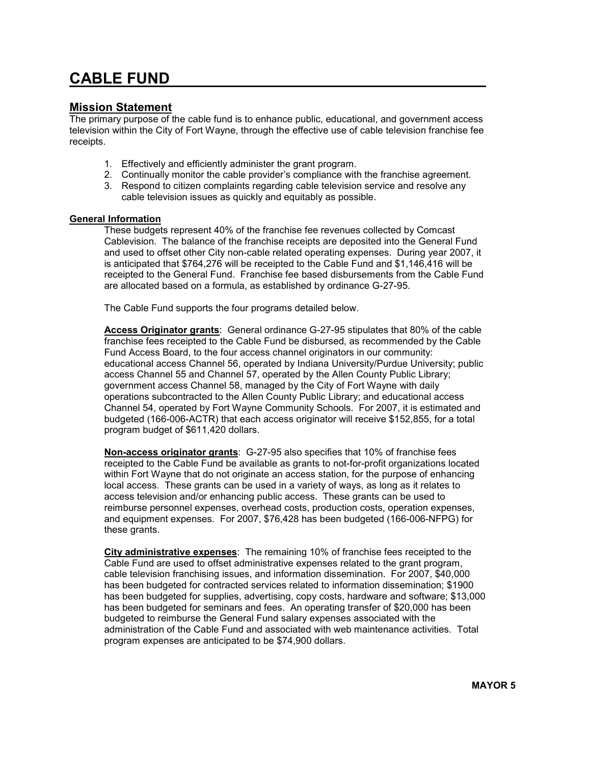# CABLE FUND

## Mission Statement

The primary purpose of the cable fund is to enhance public, educational, and government access television within the City of Fort Wayne, through the effective use of cable television franchise fee receipts.

1. Effectively and efficiently administer the grant program.
2. Continually monitor the cable provider's compliance with the franchise agreement.
3. Respond to citizen complaints regarding cable television service and resolve any cable television issues as quickly and equitably as possible.

### General Information

These budgets represent 40% of the franchise fee revenues collected by Comcast Cablevision. The balance of the franchise receipts are deposited into the General Fund and used to offset other City non-cable related operating expenses. During year 2007, it is anticipated that $764,276 will be receipted to the Cable Fund and $1,146,416 will be receipted to the General Fund. Franchise fee based disbursements from the Cable Fund are allocated based on a formula, as established by ordinance G-27-95.

The Cable Fund supports the four programs detailed below.

**Access Originator grants**: General ordinance G-27-95 stipulates that 80% of the cable franchise fees receipted to the Cable Fund be disbursed, as recommended by the Cable Fund Access Board, to the four access channel originators in our community: educational access Channel 56, operated by Indiana University/Purdue University; public access Channel 55 and Channel 57, operated by the Allen County Public Library; government access Channel 58, managed by the City of Fort Wayne with daily operations subcontracted to the Allen County Public Library; and educational access Channel 54, operated by Fort Wayne Community Schools. For 2007, it is estimated and budgeted (166-006-ACTR) that each access originator will receive $152,855, for a total program budget of $611,420 dollars.

**Non-access originator grants**: G-27-95 also specifies that 10% of franchise fees receipted to the Cable Fund be available as grants to not-for-profit organizations located within Fort Wayne that do not originate an access station, for the purpose of enhancing local access. These grants can be used in a variety of ways, as long as it relates to access television and/or enhancing public access. These grants can be used to reimburse personnel expenses, overhead costs, production costs, operation expenses, and equipment expenses. For 2007, $76,428 has been budgeted (166-006-NFPG) for these grants.

**City administrative expenses**: The remaining 10% of franchise fees receipted to the Cable Fund are used to offset administrative expenses related to the grant program, cable television franchising issues, and information dissemination. For 2007, $40,000 has been budgeted for contracted services related to information dissemination; $1900 has been budgeted for supplies, advertising, copy costs, hardware and software; $13,000 has been budgeted for seminars and fees. An operating transfer of $20,000 has been budgeted to reimburse the General Fund salary expenses associated with the administration of the Cable Fund and associated with web maintenance activities. Total program expenses are anticipated to be $74,900 dollars.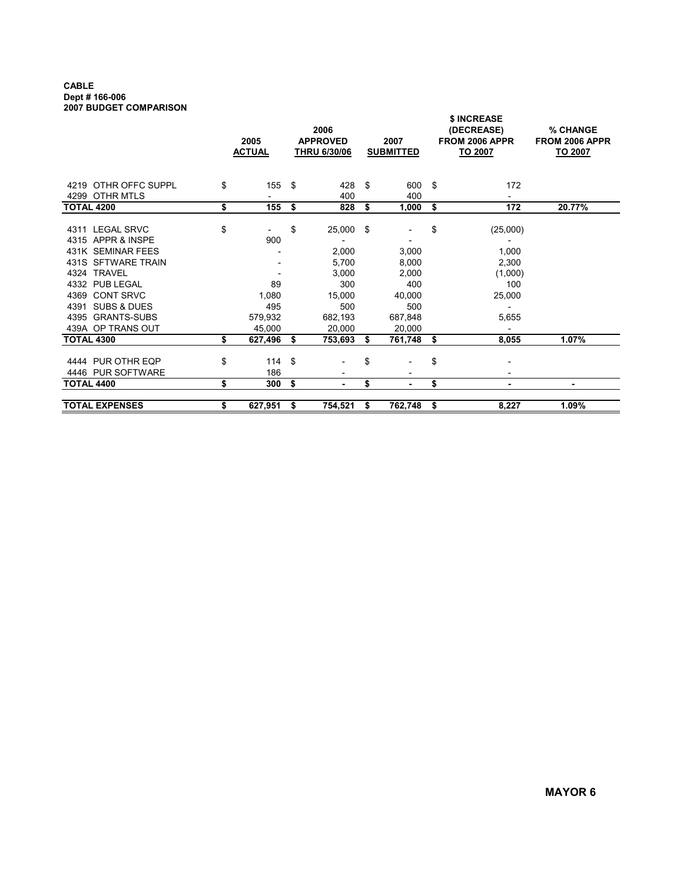**CABLE**
**Dept # 166-006**
**2007 BUDGET COMPARISON**

| | 2005 ACTUAL | 2006 APPROVED THRU 6/30/06 | 2007 SUBMITTED | $ INCREASE (DECREASE) FROM 2006 APPR TO 2007 | % CHANGE FROM 2006 APPR TO 2007 |
|---|---|---|---|---|---|
| 4219 OTHR OFFC SUPPL | $ 155 | $ 428 | $ 600 | $ 172 | |
| 4299 OTHR MTLS | - | 400 | 400 | - | |
| **TOTAL 4200** | **$ 155** | **$ 828** | **$ 1,000** | **$ 172** | **20.77%** |
| 4311 LEGAL SRVC | $ - | $ 25,000 | $ - | $ (25,000) | |
| 4315 APPR & INSPE | 900 | - | - | - | |
| 431K SEMINAR FEES | - | 2,000 | 3,000 | 1,000 | |
| 431S SFTWARE TRAIN | - | 5,700 | 8,000 | 2,300 | |
| 4324 TRAVEL | - | 3,000 | 2,000 | (1,000) | |
| 4332 PUB LEGAL | 89 | 300 | 400 | 100 | |
| 4369 CONT SRVC | 1,080 | 15,000 | 40,000 | 25,000 | |
| 4391 SUBS & DUES | 495 | 500 | 500 | - | |
| 4395 GRANTS-SUBS | 579,932 | 682,193 | 687,848 | 5,655 | |
| 439A OP TRANS OUT | 45,000 | 20,000 | 20,000 | - | |
| **TOTAL 4300** | **$ 627,496** | **$ 753,693** | **$ 761,748** | **$ 8,055** | **1.07%** |
| 4444 PUR OTHR EQP | $ 114 | $ - | $ - | $ - | |
| 4446 PUR SOFTWARE | 186 | - | - | - | |
| **TOTAL 4400** | **$ 300** | **$ -** | **$ -** | **$ -** | **-** |
| **TOTAL EXPENSES** | **$ 627,951** | **$ 754,521** | **$ 762,748** | **$ 8,227** | **1.09%** |

**MAYOR 6**